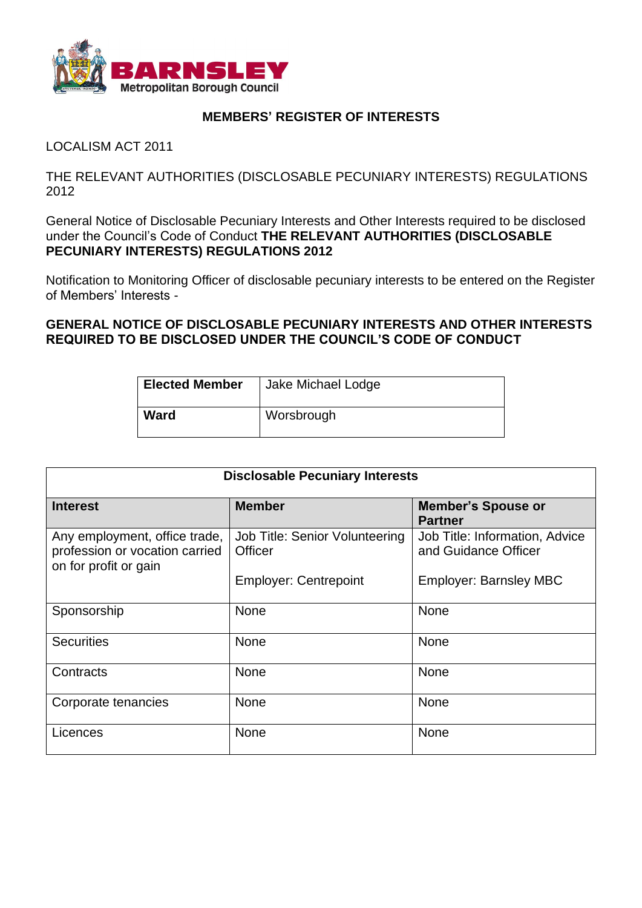**BARNSLEY**
Metropolitan Borough Council

# MEMBERS' REGISTER OF INTERESTS

LOCALISM ACT 2011

THE RELEVANT AUTHORITIES (DISCLOSABLE PECUNIARY INTERESTS) REGULATIONS 2012

General Notice of Disclosable Pecuniary Interests and Other Interests required to be disclosed under the Council's Code of Conduct **THE RELEVANT AUTHORITIES (DISCLOSABLE PECUNIARY INTERESTS) REGULATIONS 2012**

Notification to Monitoring Officer of disclosable pecuniary interests to be entered on the Register of Members' Interests -

**GENERAL NOTICE OF DISCLOSABLE PECUNIARY INTERESTS AND OTHER INTERESTS REQUIRED TO BE DISCLOSED UNDER THE COUNCIL'S CODE OF CONDUCT**

| **Elected Member** | Jake Michael Lodge |
|---|---|
| **Ward** | Worsbrough |

| **Disclosable Pecuniary Interests** | | |
|---|---|---|
| **Interest** | **Member** | **Member's Spouse or Partner** |
| Any employment, office trade, profession or vocation carried on for profit or gain | Job Title: Senior Volunteering Officer<br><br>Employer: Centrepoint | Job Title: Information, Advice and Guidance Officer<br><br>Employer: Barnsley MBC |
| Sponsorship | None | None |
| Securities | None | None |
| Contracts | None | None |
| Corporate tenancies | None | None |
| Licences | None | None |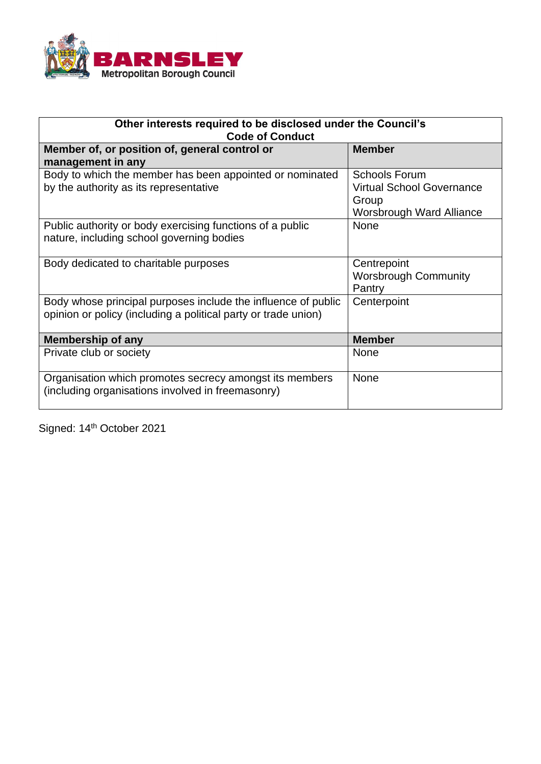| Other interests required to be disclosed under the Council's Code of Conduct | |
|---|---|
| **Member of, or position of, general control or management in any** | **Member** |
| Body to which the member has been appointed or nominated by the authority as its representative | Schools Forum<br>Virtual School Governance Group<br>Worsbrough Ward Alliance |
| Public authority or body exercising functions of a public nature, including school governing bodies | None |
| Body dedicated to charitable purposes | Centrepoint<br>Worsbrough Community Pantry |
| Body whose principal purposes include the influence of public opinion or policy (including a political party or trade union) | Centerpoint |
| **Membership of any** | **Member** |
| Private club or society | None |
| Organisation which promotes secrecy amongst its members (including organisations involved in freemasonry) | None |

Signed: 14th October 2021